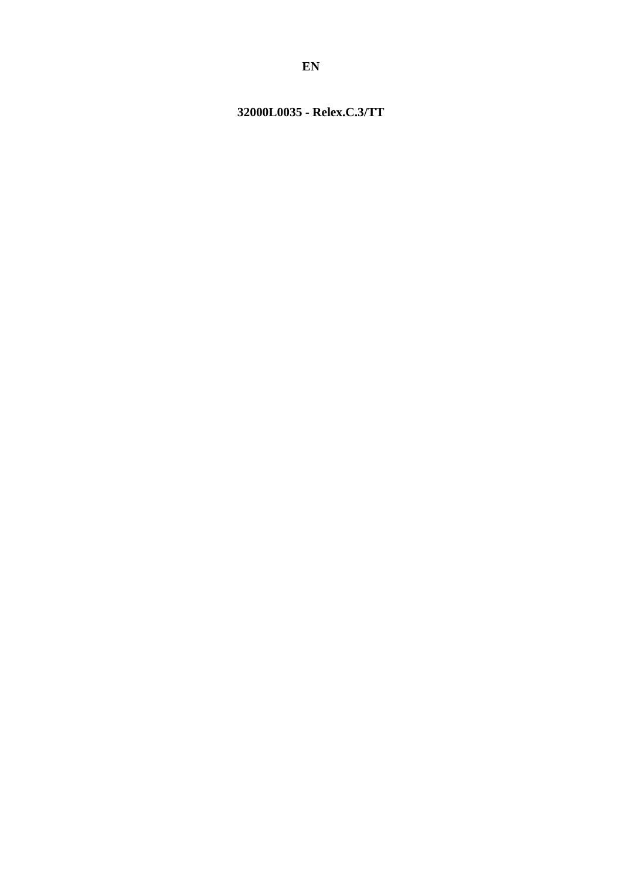**EN**

**32000L0035 - Relex.C.3/TT**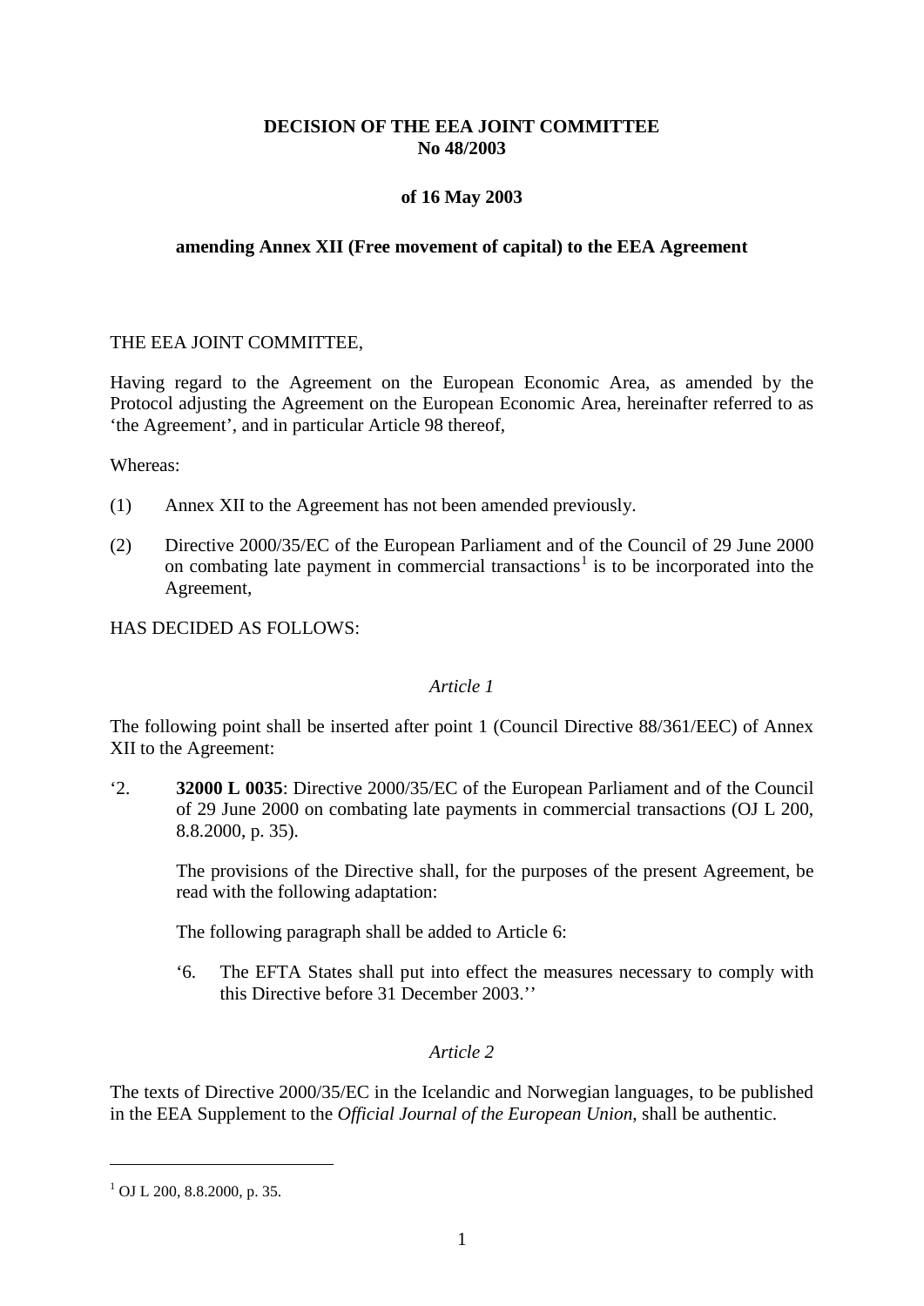**DECISION OF THE EEA JOINT COMMITTEE**
**No 48/2003**

**of 16 May 2003**

**amending Annex XII (Free movement of capital) to the EEA Agreement**

THE EEA JOINT COMMITTEE,

Having regard to the Agreement on the European Economic Area, as amended by the Protocol adjusting the Agreement on the European Economic Area, hereinafter referred to as 'the Agreement', and in particular Article 98 thereof,

Whereas:

(1) Annex XII to the Agreement has not been amended previously.

(2) Directive 2000/35/EC of the European Parliament and of the Council of 29 June 2000 on combating late payment in commercial transactions[1] is to be incorporated into the Agreement,

HAS DECIDED AS FOLLOWS:

*Article 1*

The following point shall be inserted after point 1 (Council Directive 88/361/EEC) of Annex XII to the Agreement:

'2. **32000 L 0035**: Directive 2000/35/EC of the European Parliament and of the Council of 29 June 2000 on combating late payments in commercial transactions (OJ L 200, 8.8.2000, p. 35).

The provisions of the Directive shall, for the purposes of the present Agreement, be read with the following adaptation:

The following paragraph shall be added to Article 6:

'6. The EFTA States shall put into effect the measures necessary to comply with this Directive before 31 December 2003.''

*Article 2*

The texts of Directive 2000/35/EC in the Icelandic and Norwegian languages, to be published in the EEA Supplement to the *Official Journal of the European Union*, shall be authentic.

[1] OJ L 200, 8.8.2000, p. 35.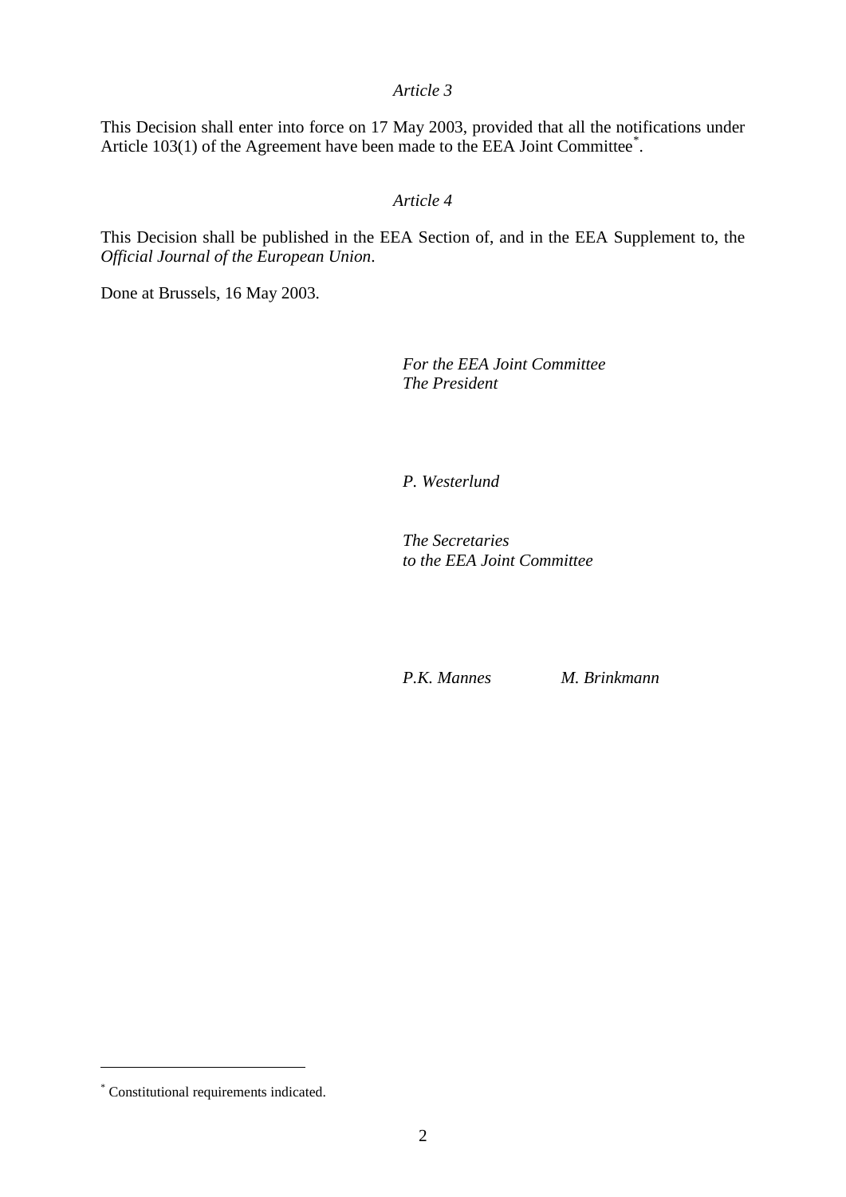*Article 3*

This Decision shall enter into force on 17 May 2003, provided that all the notifications under Article 103(1) of the Agreement have been made to the EEA Joint Committee[*].

*Article 4*

This Decision shall be published in the EEA Section of, and in the EEA Supplement to, the *Official Journal of the European Union*.

Done at Brussels, 16 May 2003.

*For the EEA Joint Committee*
*The President*

*P. Westerlund*

*The Secretaries*
*to the EEA Joint Committee*

*P.K. Mannes* *M. Brinkmann*

---

[*] Constitutional requirements indicated.